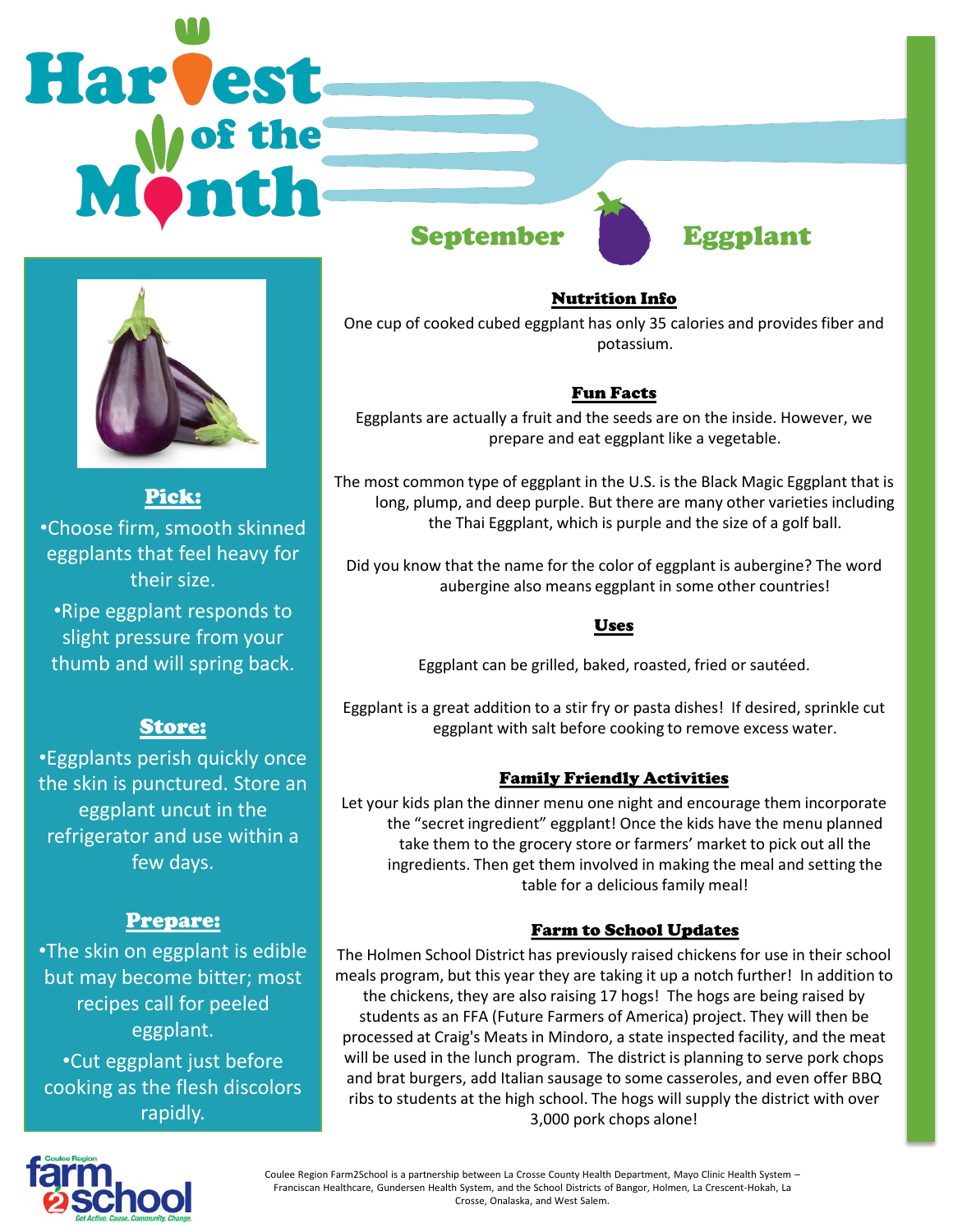# Harvest of the Month

## September — Eggplant

### Pick:

- Choose firm, smooth skinned eggplants that feel heavy for their size.
- Ripe eggplant responds to slight pressure from your thumb and will spring back.

### Store:

- Eggplants perish quickly once the skin is punctured. Store an eggplant uncut in the refrigerator and use within a few days.

### Prepare:

- The skin on eggplant is edible but may become bitter; most recipes call for peeled eggplant.
- Cut eggplant just before cooking as the flesh discolors rapidly.

### Nutrition Info

One cup of cooked cubed eggplant has only 35 calories and provides fiber and potassium.

### Fun Facts

Eggplants are actually a fruit and the seeds are on the inside. However, we prepare and eat eggplant like a vegetable.

The most common type of eggplant in the U.S. is the Black Magic Eggplant that is long, plump, and deep purple. But there are many other varieties including the Thai Eggplant, which is purple and the size of a golf ball.

Did you know that the name for the color of eggplant is aubergine? The word aubergine also means eggplant in some other countries!

### Uses

Eggplant can be grilled, baked, roasted, fried or sautéed.

Eggplant is a great addition to a stir fry or pasta dishes! If desired, sprinkle cut eggplant with salt before cooking to remove excess water.

### Family Friendly Activities

Let your kids plan the dinner menu one night and encourage them incorporate the "secret ingredient" eggplant! Once the kids have the menu planned take them to the grocery store or farmers' market to pick out all the ingredients. Then get them involved in making the meal and setting the table for a delicious family meal!

### Farm to School Updates

The Holmen School District has previously raised chickens for use in their school meals program, but this year they are taking it up a notch further! In addition to the chickens, they are also raising 17 hogs! The hogs are being raised by students as an FFA (Future Farmers of America) project. They will then be processed at Craig's Meats in Mindoro, a state inspected facility, and the meat will be used in the lunch program. The district is planning to serve pork chops and brat burgers, add Italian sausage to some casseroles, and even offer BBQ ribs to students at the high school. The hogs will supply the district with over 3,000 pork chops alone!

Coulee Region Farm2School is a partnership between La Crosse County Health Department, Mayo Clinic Health System – Franciscan Healthcare, Gundersen Health System, and the School Districts of Bangor, Holmen, La Crescent-Hokah, La Crosse, Onalaska, and West Salem.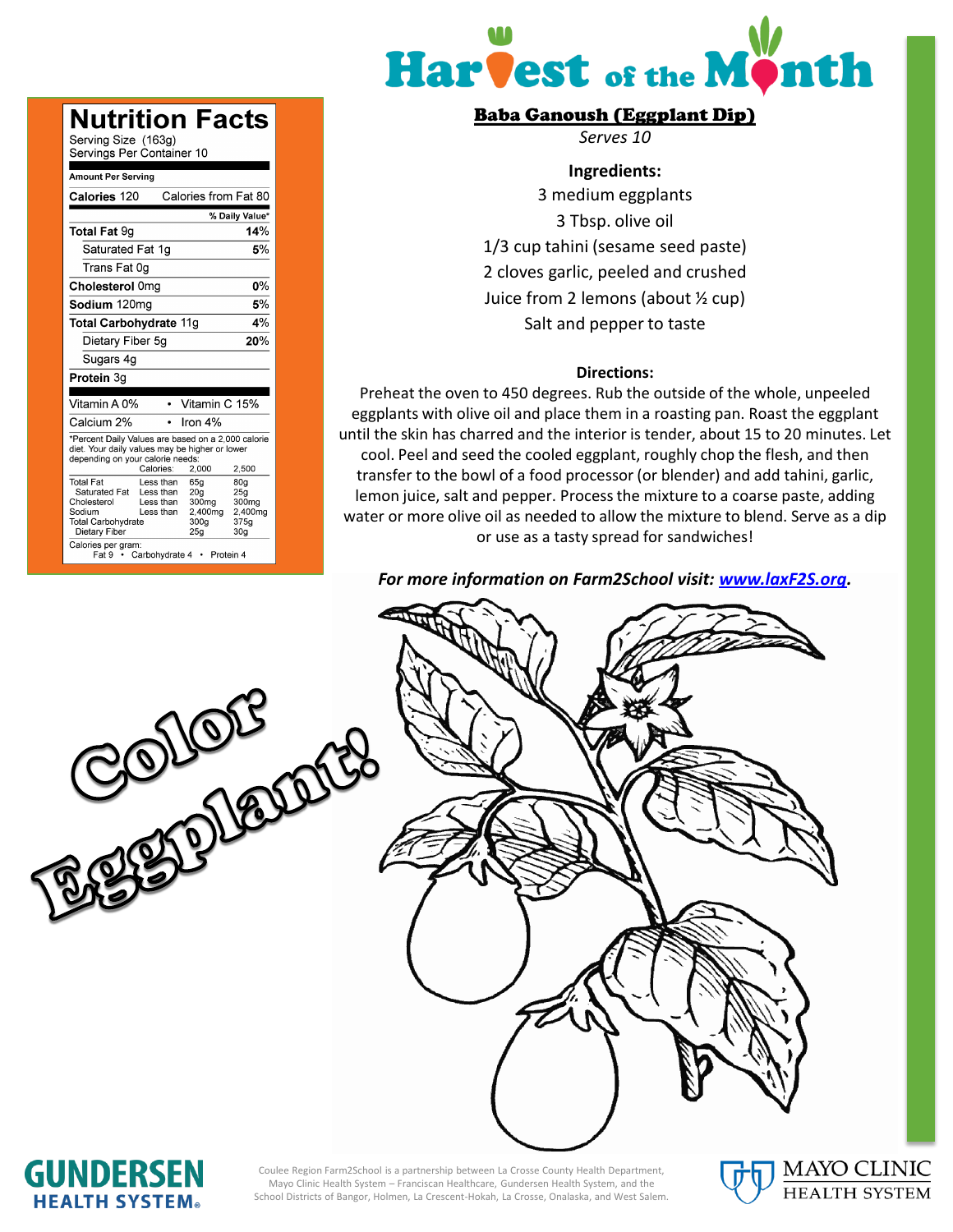# Harvest of the Month

## Baba Ganoush (Eggplant Dip)

*Serves 10*

**Ingredients:**

3 medium eggplants

3 Tbsp. olive oil

1/3 cup tahini (sesame seed paste)

2 cloves garlic, peeled and crushed

Juice from 2 lemons (about ½ cup)

Salt and pepper to taste

**Directions:**

Preheat the oven to 450 degrees. Rub the outside of the whole, unpeeled eggplants with olive oil and place them in a roasting pan. Roast the eggplant until the skin has charred and the interior is tender, about 15 to 20 minutes. Let cool. Peel and seed the cooled eggplant, roughly chop the flesh, and then transfer to the bowl of a food processor (or blender) and add tahini, garlic, lemon juice, salt and pepper. Process the mixture to a coarse paste, adding water or more olive oil as needed to allow the mixture to blend. Serve as a dip or use as a tasty spread for sandwiches!

***For more information on Farm2School visit: www.laxF2S.org.***

## Nutrition Facts

Serving Size (163g)
Servings Per Container 10

| Amount Per Serving | |
|---|---|
| **Calories** 120 | Calories from Fat 80 |
| | **% Daily Value*** |
| **Total Fat** 9g | **14%** |
| Saturated Fat 1g | **5%** |
| Trans Fat 0g | |
| **Cholesterol** 0mg | **0%** |
| **Sodium** 120mg | **5%** |
| **Total Carbohydrate** 11g | **4%** |
| Dietary Fiber 5g | **20%** |
| Sugars 4g | |
| **Protein** 3g | |

Vitamin A 0% • Vitamin C 15%

Calcium 2% • Iron 4%

*Percent Daily Values are based on a 2,000 calorie diet. Your daily values may be higher or lower depending on your calorie needs:

| | | | |
|---|---|---|---|
| | Calories: | 2,000 | 2,500 |
| Total Fat | Less than | 65g | 80g |
| Saturated Fat | Less than | 20g | 25g |
| Cholesterol | Less than | 300mg | 300mg |
| Sodium | Less than | 2,400mg | 2,400mg |
| Total Carbohydrate | | 300g | 375g |
| Dietary Fiber | | 25g | 30g |

Calories per gram:
Fat 9 • Carbohydrate 4 • Protein 4

**Color Eggplant!**

GUNDERSEN HEALTH SYSTEM

Coulee Region Farm2School is a partnership between La Crosse County Health Department, Mayo Clinic Health System – Franciscan Healthcare, Gundersen Health System, and the School Districts of Bangor, Holmen, La Crescent-Hokah, La Crosse, Onalaska, and West Salem.

MAYO CLINIC HEALTH SYSTEM